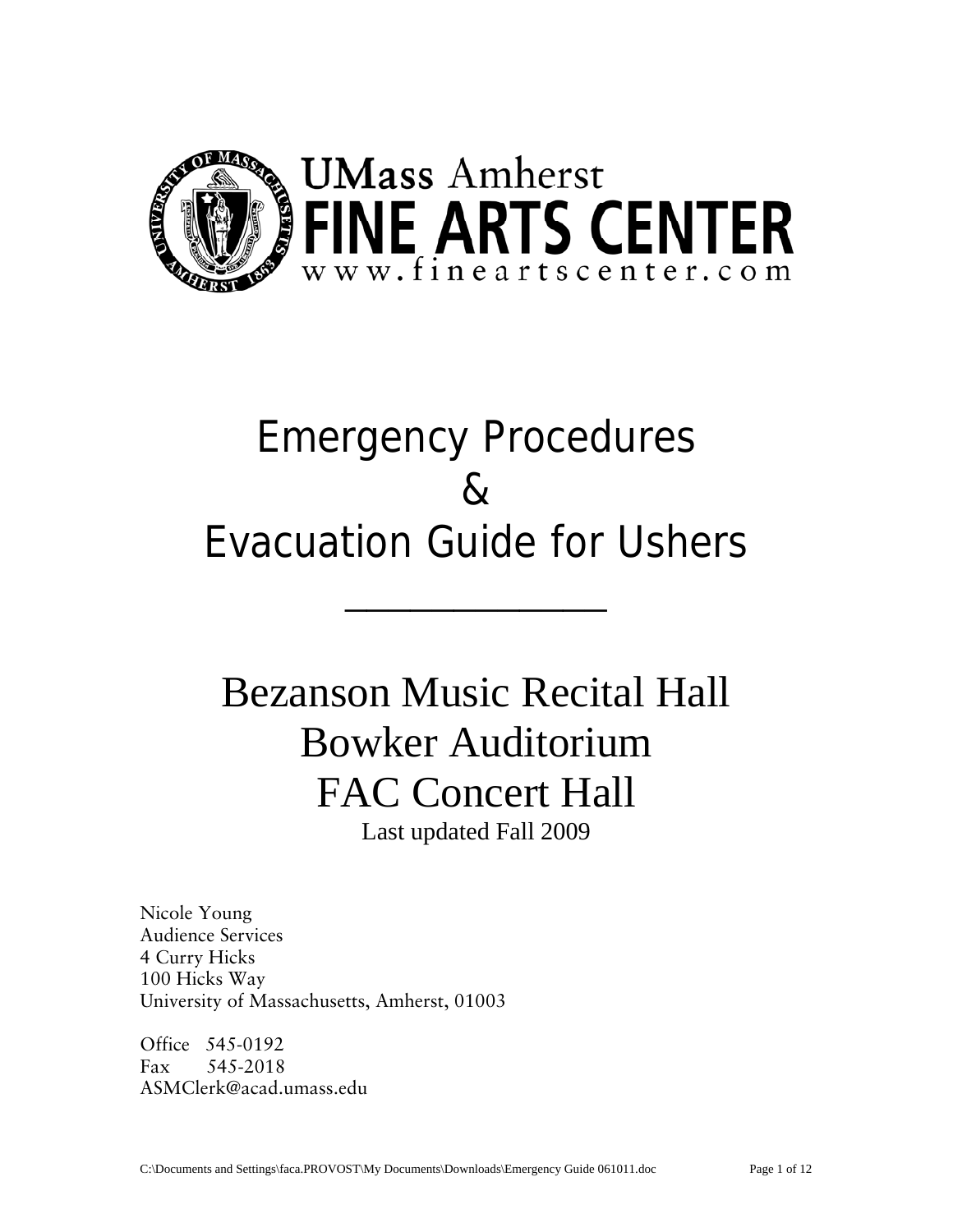UMass Amherst

FINE ARTS CENTER

www.fineartscenter.com

# Emergency Procedures & Evacuation Guide for Ushers

---

## Bezanson Music Recital Hall
## Bowker Auditorium
## FAC Concert Hall

Last updated Fall 2009

Nicole Young
Audience Services
4 Curry Hicks
100 Hicks Way
University of Massachusetts, Amherst, 01003

Office 545-0192
Fax 545-2018
ASMClerk@acad.umass.edu

C:\Documents and Settings\faca.PROVOST\My Documents\Downloads\Emergency Guide 061011.doc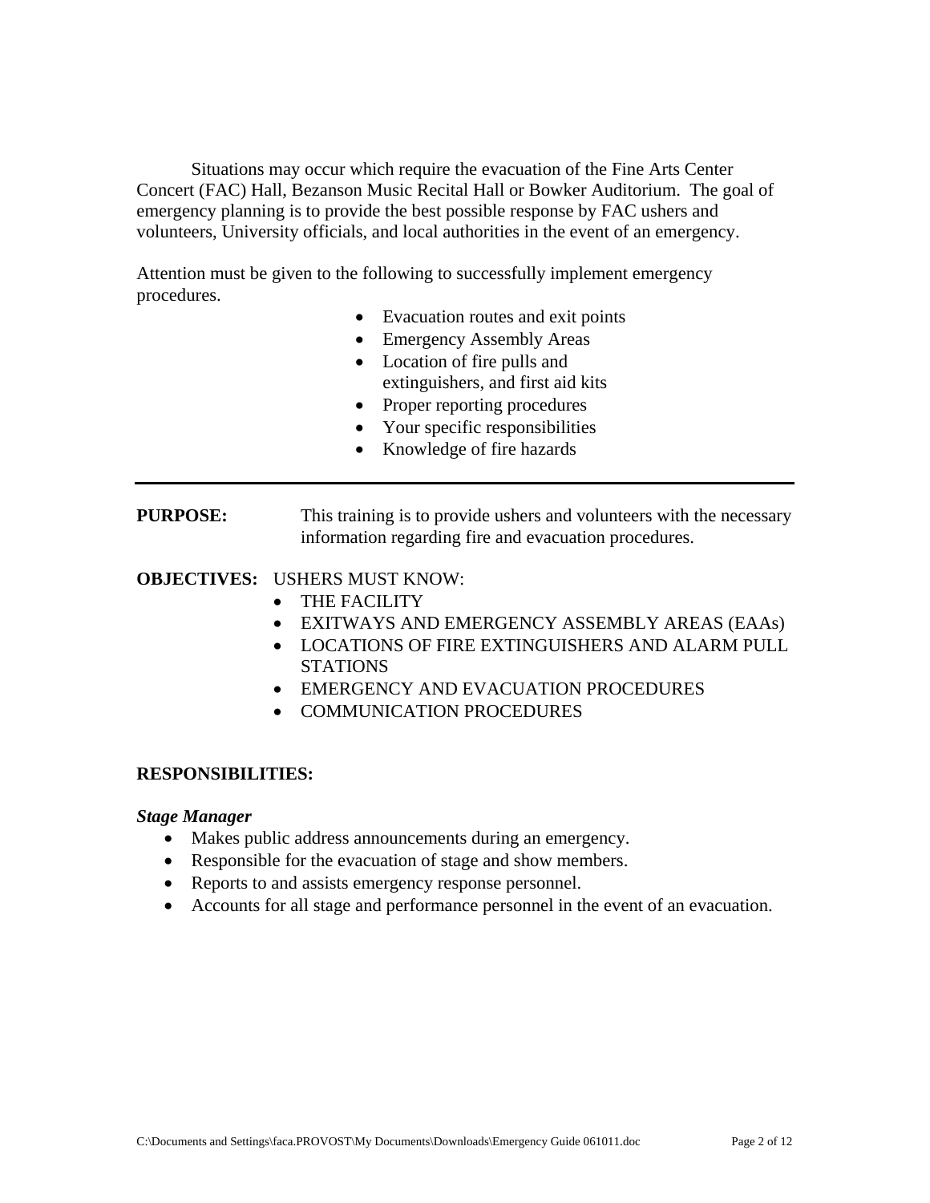Situations may occur which require the evacuation of the Fine Arts Center Concert (FAC) Hall, Bezanson Music Recital Hall or Bowker Auditorium. The goal of emergency planning is to provide the best possible response by FAC ushers and volunteers, University officials, and local authorities in the event of an emergency.

Attention must be given to the following to successfully implement emergency procedures.

- Evacuation routes and exit points
- Emergency Assembly Areas
- Location of fire pulls and extinguishers, and first aid kits
- Proper reporting procedures
- Your specific responsibilities
- Knowledge of fire hazards

---

**PURPOSE:** This training is to provide ushers and volunteers with the necessary information regarding fire and evacuation procedures.

**OBJECTIVES:** USHERS MUST KNOW:

- THE FACILITY
- EXITWAYS AND EMERGENCY ASSEMBLY AREAS (EAAs)
- LOCATIONS OF FIRE EXTINGUISHERS AND ALARM PULL STATIONS
- EMERGENCY AND EVACUATION PROCEDURES
- COMMUNICATION PROCEDURES

**RESPONSIBILITIES:**

***Stage Manager***

- Makes public address announcements during an emergency.
- Responsible for the evacuation of stage and show members.
- Reports to and assists emergency response personnel.
- Accounts for all stage and performance personnel in the event of an evacuation.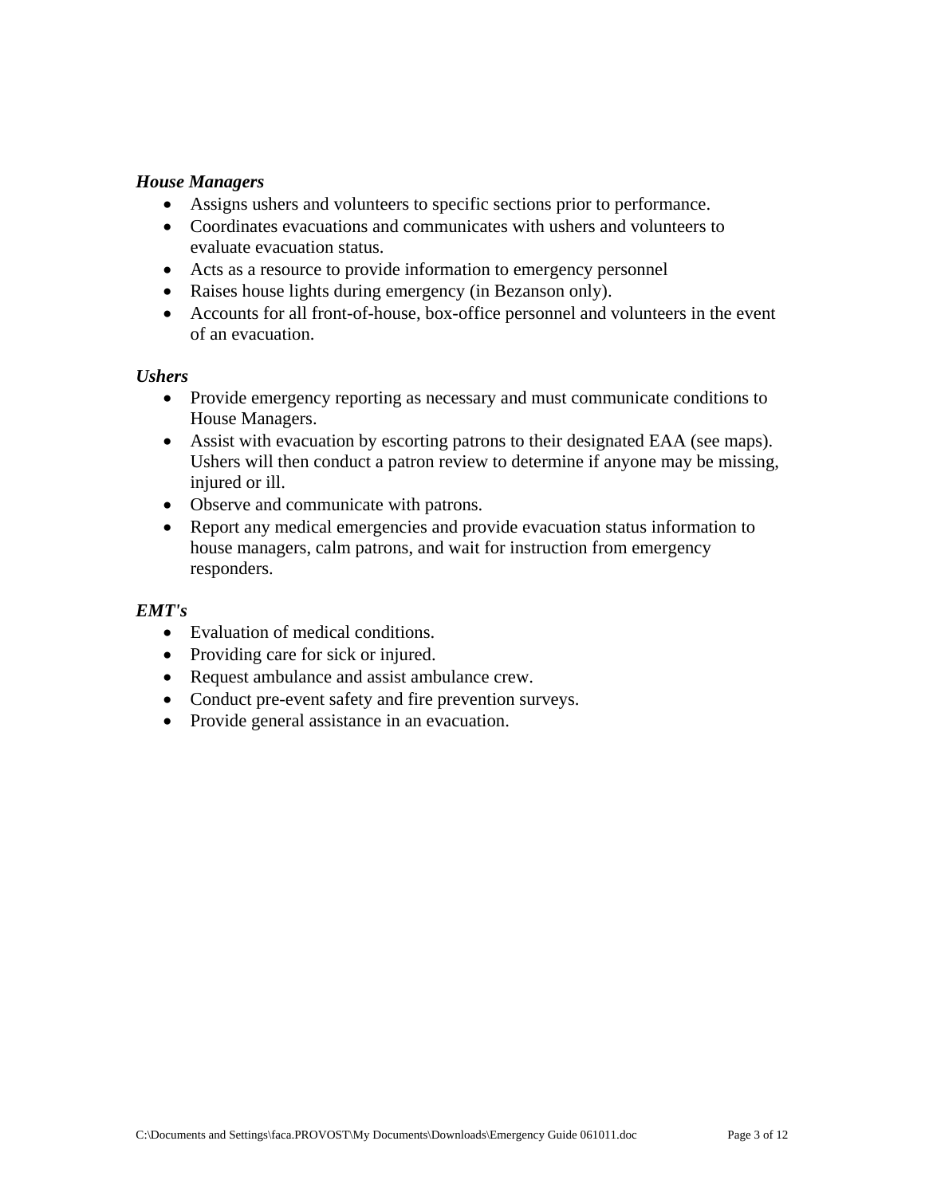***House Managers***

- Assigns ushers and volunteers to specific sections prior to performance.
- Coordinates evacuations and communicates with ushers and volunteers to evaluate evacuation status.
- Acts as a resource to provide information to emergency personnel
- Raises house lights during emergency (in Bezanson only).
- Accounts for all front-of-house, box-office personnel and volunteers in the event of an evacuation.

***Ushers***

- Provide emergency reporting as necessary and must communicate conditions to House Managers.
- Assist with evacuation by escorting patrons to their designated EAA (see maps). Ushers will then conduct a patron review to determine if anyone may be missing, injured or ill.
- Observe and communicate with patrons.
- Report any medical emergencies and provide evacuation status information to house managers, calm patrons, and wait for instruction from emergency responders.

***EMT's***

- Evaluation of medical conditions.
- Providing care for sick or injured.
- Request ambulance and assist ambulance crew.
- Conduct pre-event safety and fire prevention surveys.
- Provide general assistance in an evacuation.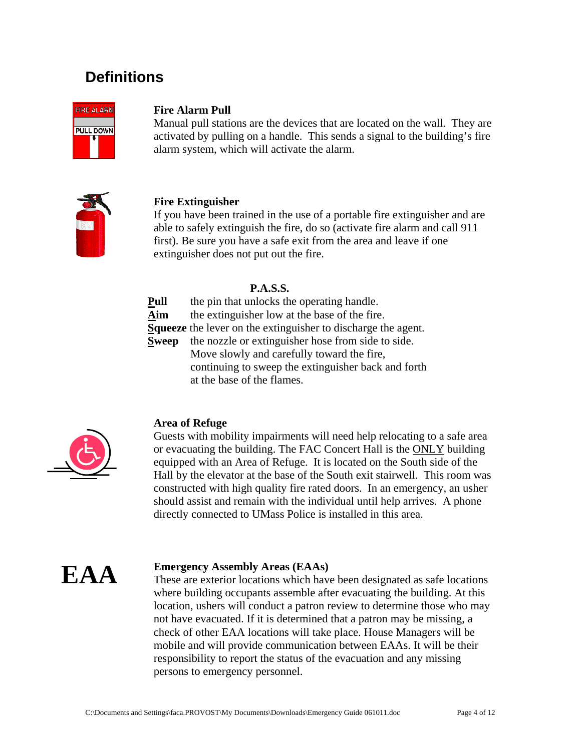## Definitions

**Fire Alarm Pull**
Manual pull stations are the devices that are located on the wall. They are activated by pulling on a handle. This sends a signal to the building's fire alarm system, which will activate the alarm.

**Fire Extinguisher**
If you have been trained in the use of a portable fire extinguisher and are able to safely extinguish the fire, do so (activate fire alarm and call 911 first). Be sure you have a safe exit from the area and leave if one extinguisher does not put out the fire.

**P.A.S.S.**

**Pull** the pin that unlocks the operating handle.
**Aim** the extinguisher low at the base of the fire.
**Squeeze** the lever on the extinguisher to discharge the agent.
**Sweep** the nozzle or extinguisher hose from side to side. Move slowly and carefully toward the fire, continuing to sweep the extinguisher back and forth at the base of the flames.

**Area of Refuge**
Guests with mobility impairments will need help relocating to a safe area or evacuating the building. The FAC Concert Hall is the ONLY building equipped with an Area of Refuge. It is located on the South side of the Hall by the elevator at the base of the South exit stairwell. This room was constructed with high quality fire rated doors. In an emergency, an usher should assist and remain with the individual until help arrives. A phone directly connected to UMass Police is installed in this area.

**EAA**

**Emergency Assembly Areas (EAAs)**
These are exterior locations which have been designated as safe locations where building occupants assemble after evacuating the building. At this location, ushers will conduct a patron review to determine those who may not have evacuated. If it is determined that a patron may be missing, a check of other EAA locations will take place. House Managers will be mobile and will provide communication between EAAs. It will be their responsibility to report the status of the evacuation and any missing persons to emergency personnel.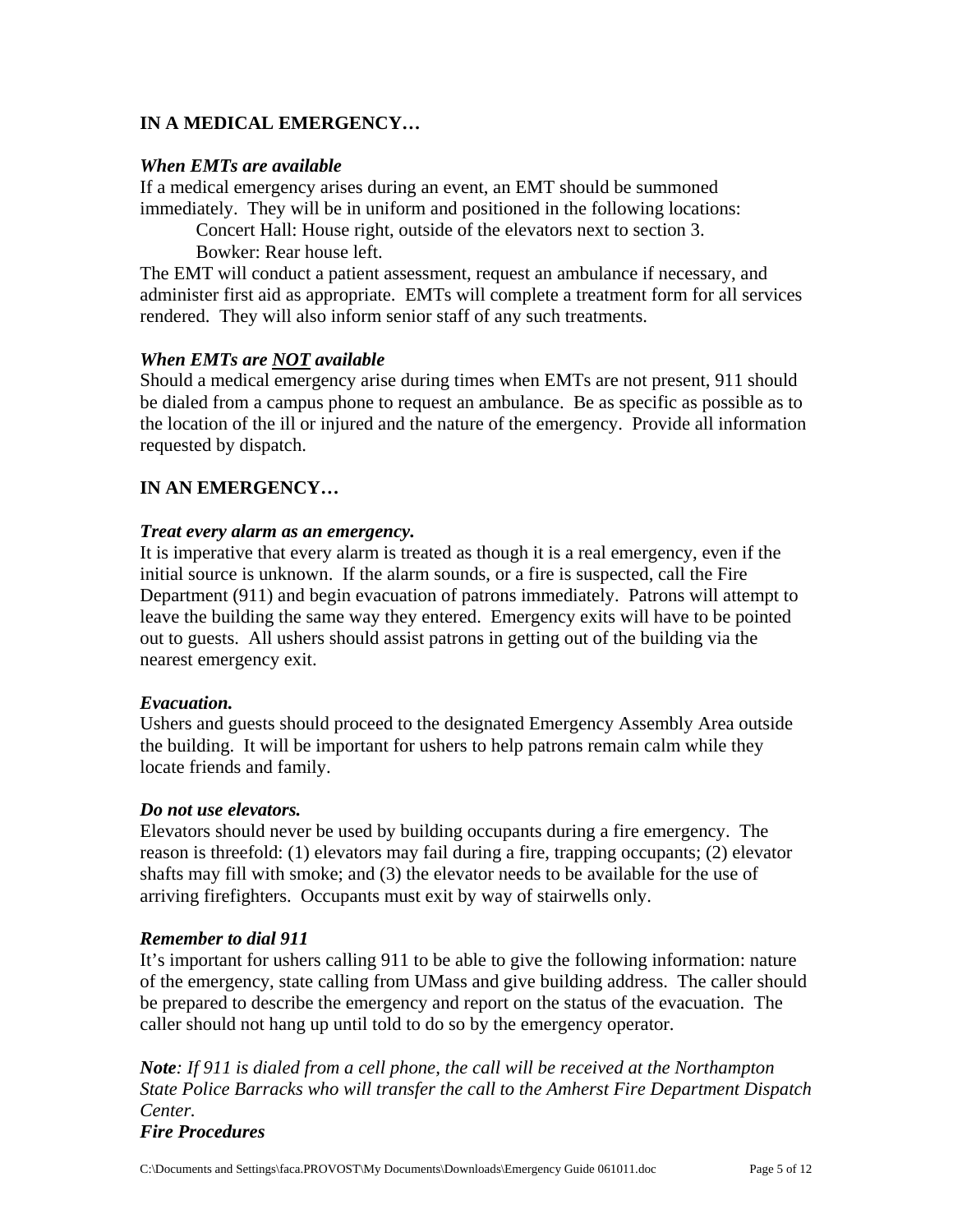**IN A MEDICAL EMERGENCY…**

***When EMTs are available***

If a medical emergency arises during an event, an EMT should be summoned immediately. They will be in uniform and positioned in the following locations:

Concert Hall: House right, outside of the elevators next to section 3.

Bowker: Rear house left.

The EMT will conduct a patient assessment, request an ambulance if necessary, and administer first aid as appropriate. EMTs will complete a treatment form for all services rendered. They will also inform senior staff of any such treatments.

***When EMTs are <u>NOT</u> available***

Should a medical emergency arise during times when EMTs are not present, 911 should be dialed from a campus phone to request an ambulance. Be as specific as possible as to the location of the ill or injured and the nature of the emergency. Provide all information requested by dispatch.

**IN AN EMERGENCY…**

***Treat every alarm as an emergency.***

It is imperative that every alarm is treated as though it is a real emergency, even if the initial source is unknown. If the alarm sounds, or a fire is suspected, call the Fire Department (911) and begin evacuation of patrons immediately. Patrons will attempt to leave the building the same way they entered. Emergency exits will have to be pointed out to guests. All ushers should assist patrons in getting out of the building via the nearest emergency exit.

***Evacuation.***

Ushers and guests should proceed to the designated Emergency Assembly Area outside the building. It will be important for ushers to help patrons remain calm while they locate friends and family.

***Do not use elevators.***

Elevators should never be used by building occupants during a fire emergency. The reason is threefold: (1) elevators may fail during a fire, trapping occupants; (2) elevator shafts may fill with smoke; and (3) the elevator needs to be available for the use of arriving firefighters. Occupants must exit by way of stairwells only.

***Remember to dial 911***

It's important for ushers calling 911 to be able to give the following information: nature of the emergency, state calling from UMass and give building address. The caller should be prepared to describe the emergency and report on the status of the evacuation. The caller should not hang up until told to do so by the emergency operator.

***Note**: If 911 is dialed from a cell phone, the call will be received at the Northampton State Police Barracks who will transfer the call to the Amherst Fire Department Dispatch Center.*

***Fire Procedures***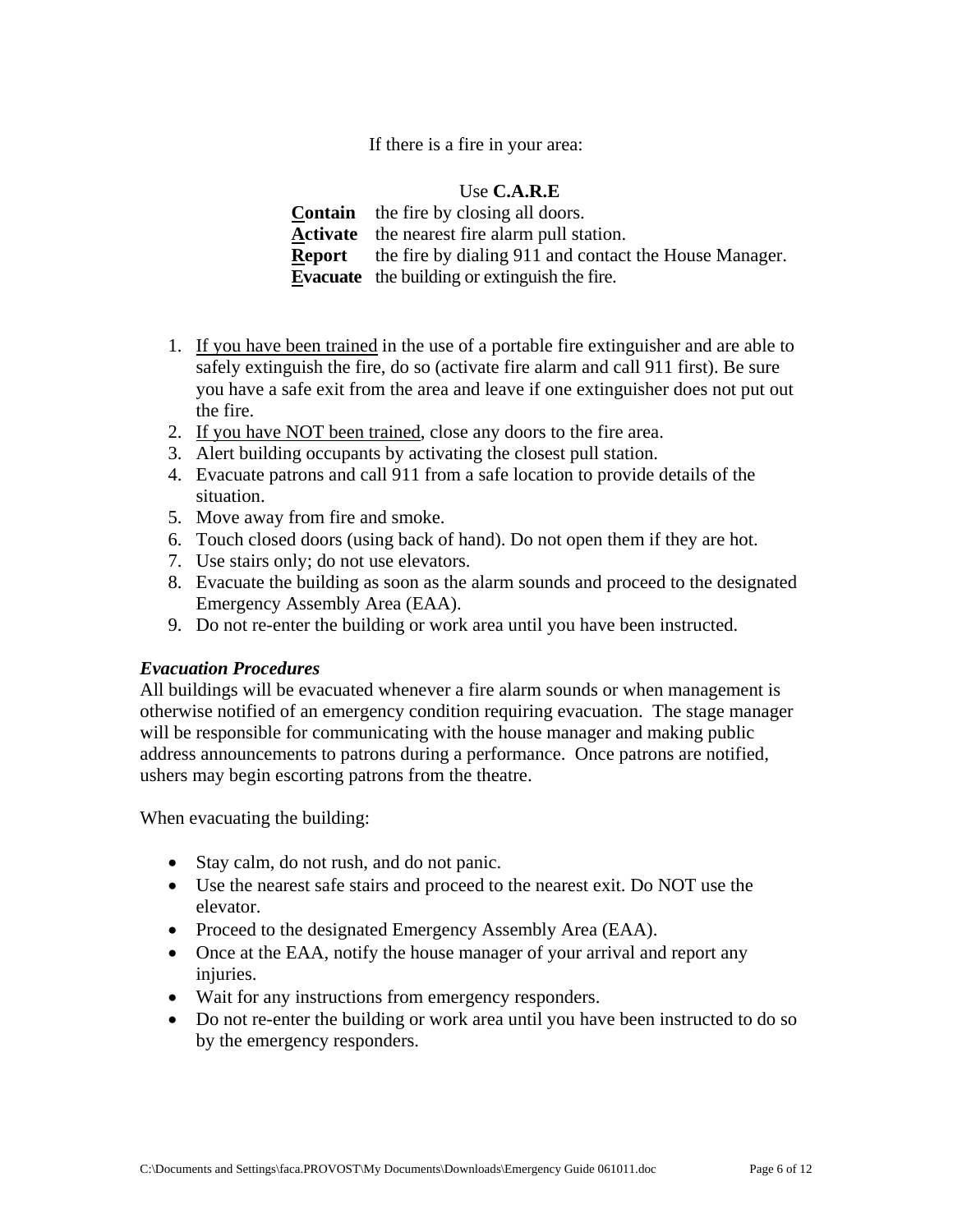If there is a fire in your area:

Use **C.A.R.E**

| | |
|---|---|
| **<u>C</u>ontain** | the fire by closing all doors. |
| **<u>A</u>ctivate** | the nearest fire alarm pull station. |
| **<u>R</u>eport** | the fire by dialing 911 and contact the House Manager. |
| **<u>E</u>vacuate** | the building or extinguish the fire. |

1. <u>If you have been trained</u> in the use of a portable fire extinguisher and are able to safely extinguish the fire, do so (activate fire alarm and call 911 first). Be sure you have a safe exit from the area and leave if one extinguisher does not put out the fire.
2. <u>If you have NOT been trained</u>, close any doors to the fire area.
3. Alert building occupants by activating the closest pull station.
4. Evacuate patrons and call 911 from a safe location to provide details of the situation.
5. Move away from fire and smoke.
6. Touch closed doors (using back of hand). Do not open them if they are hot.
7. Use stairs only; do not use elevators.
8. Evacuate the building as soon as the alarm sounds and proceed to the designated Emergency Assembly Area (EAA).
9. Do not re-enter the building or work area until you have been instructed.

***Evacuation Procedures***

All buildings will be evacuated whenever a fire alarm sounds or when management is otherwise notified of an emergency condition requiring evacuation. The stage manager will be responsible for communicating with the house manager and making public address announcements to patrons during a performance. Once patrons are notified, ushers may begin escorting patrons from the theatre.

When evacuating the building:

- Stay calm, do not rush, and do not panic.
- Use the nearest safe stairs and proceed to the nearest exit. Do NOT use the elevator.
- Proceed to the designated Emergency Assembly Area (EAA).
- Once at the EAA, notify the house manager of your arrival and report any injuries.
- Wait for any instructions from emergency responders.
- Do not re-enter the building or work area until you have been instructed to do so by the emergency responders.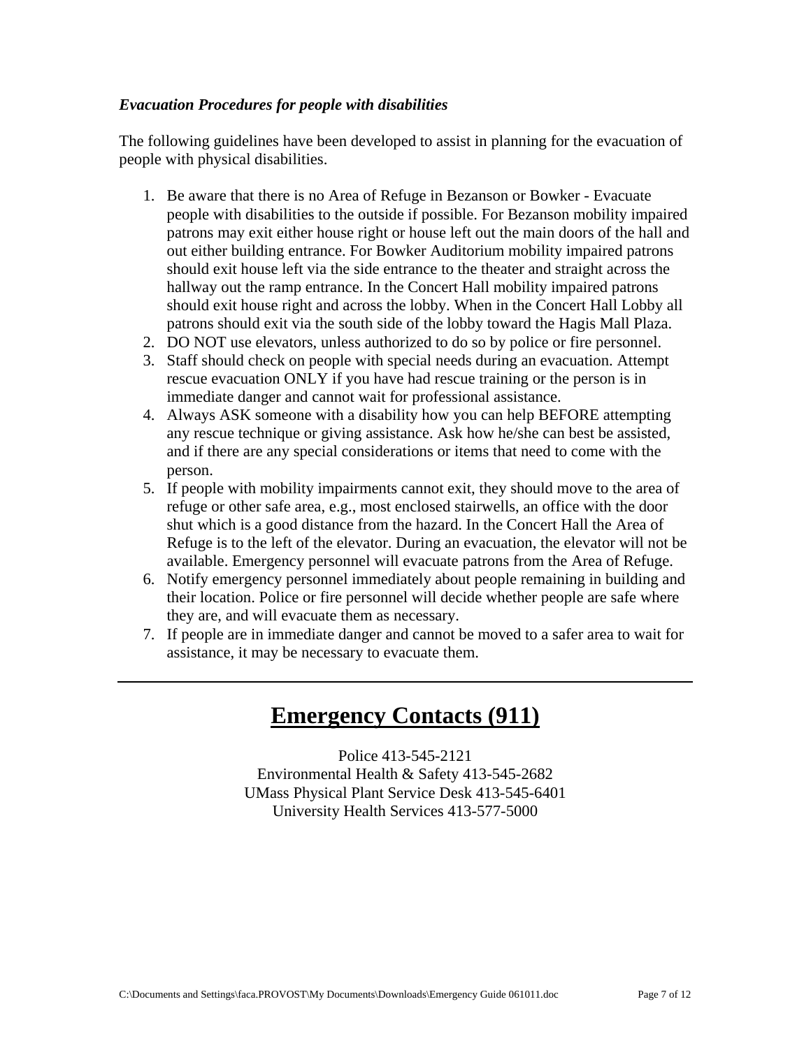***Evacuation Procedures for people with disabilities***

The following guidelines have been developed to assist in planning for the evacuation of people with physical disabilities.

1. Be aware that there is no Area of Refuge in Bezanson or Bowker - Evacuate people with disabilities to the outside if possible. For Bezanson mobility impaired patrons may exit either house right or house left out the main doors of the hall and out either building entrance. For Bowker Auditorium mobility impaired patrons should exit house left via the side entrance to the theater and straight across the hallway out the ramp entrance. In the Concert Hall mobility impaired patrons should exit house right and across the lobby. When in the Concert Hall Lobby all patrons should exit via the south side of the lobby toward the Hagis Mall Plaza.
2. DO NOT use elevators, unless authorized to do so by police or fire personnel.
3. Staff should check on people with special needs during an evacuation. Attempt rescue evacuation ONLY if you have had rescue training or the person is in immediate danger and cannot wait for professional assistance.
4. Always ASK someone with a disability how you can help BEFORE attempting any rescue technique or giving assistance. Ask how he/she can best be assisted, and if there are any special considerations or items that need to come with the person.
5. If people with mobility impairments cannot exit, they should move to the area of refuge or other safe area, e.g., most enclosed stairwells, an office with the door shut which is a good distance from the hazard. In the Concert Hall the Area of Refuge is to the left of the elevator. During an evacuation, the elevator will not be available. Emergency personnel will evacuate patrons from the Area of Refuge.
6. Notify emergency personnel immediately about people remaining in building and their location. Police or fire personnel will decide whether people are safe where they are, and will evacuate them as necessary.
7. If people are in immediate danger and cannot be moved to a safer area to wait for assistance, it may be necessary to evacuate them.

---

# Emergency Contacts (911)

Police 413-545-2121
Environmental Health & Safety 413-545-2682
UMass Physical Plant Service Desk 413-545-6401
University Health Services 413-577-5000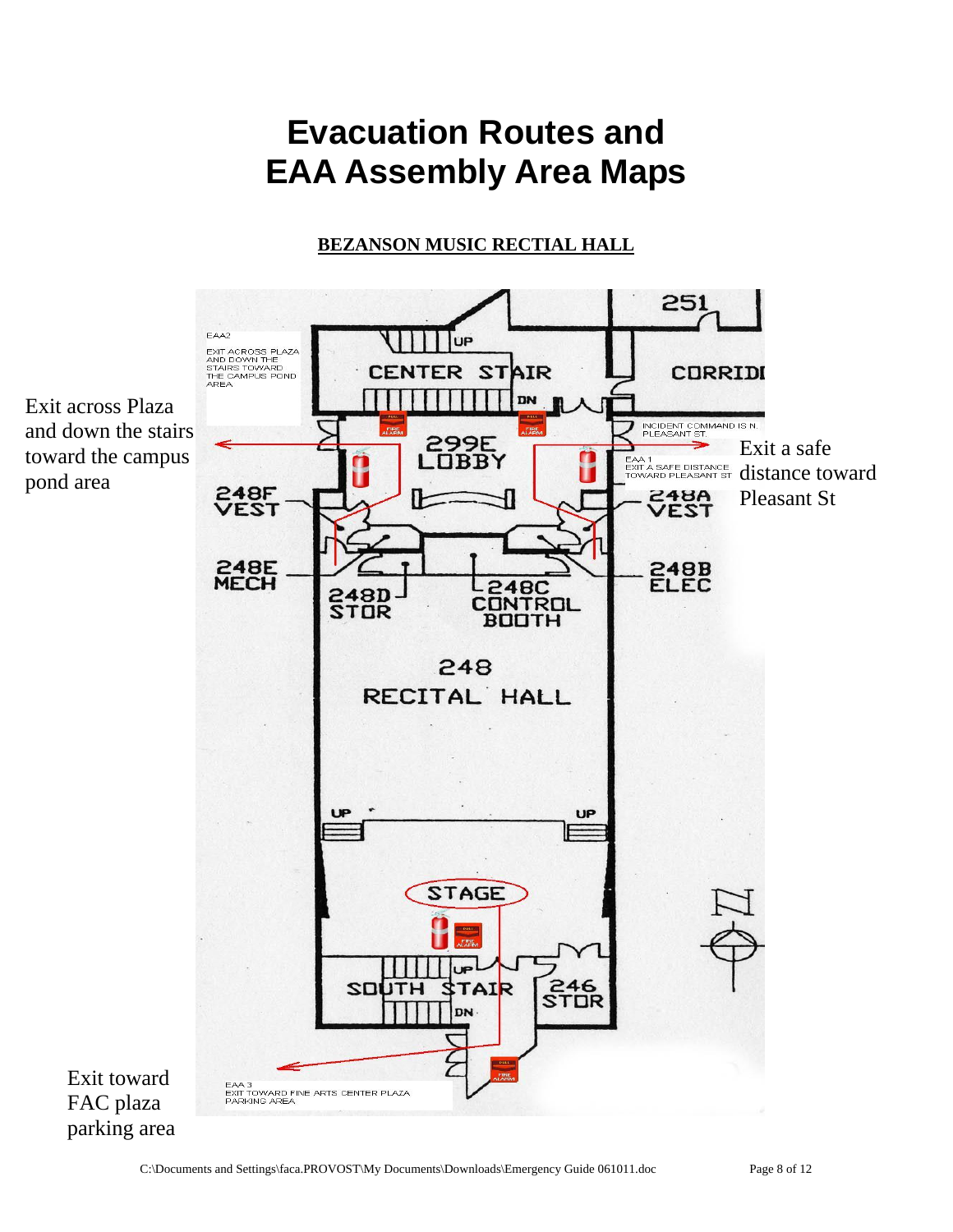# Evacuation Routes and EAA Assembly Area Maps

**BEZANSON MUSIC RECTIAL HALL**

EAA2
EXIT ACROSS PLAZA AND DOWN THE STAIRS TOWARD THE CAMPUS POND AREA

Exit across Plaza and down the stairs toward the campus pond area

251

UP

CENTER STAIR

DN

CORRIDOR

FIRE ALARM

299E LOBBY

INCIDENT COMMAND IS N. PLEASANT ST.

EAA 1
EXIT A SAFE DISTANCE TOWARD PLEASANT ST

Exit a safe distance toward Pleasant St

248F VEST

248A VEST

248E MECH

248D STOR

248C CONTROL BOOTH

248B ELEC

248 RECITAL HALL

UP

UP

STAGE

FIRE ALARM

SOUTH STAIR

UP

DN

246 STOR

FIRE ALARM

EAA 3
EXIT TOWARD FINE ARTS CENTER PLAZA PARKING AREA

Exit toward FAC plaza parking area

C:\Documents and Settings\faca.PROVOST\My Documents\Downloads\Emergency Guide 061011.doc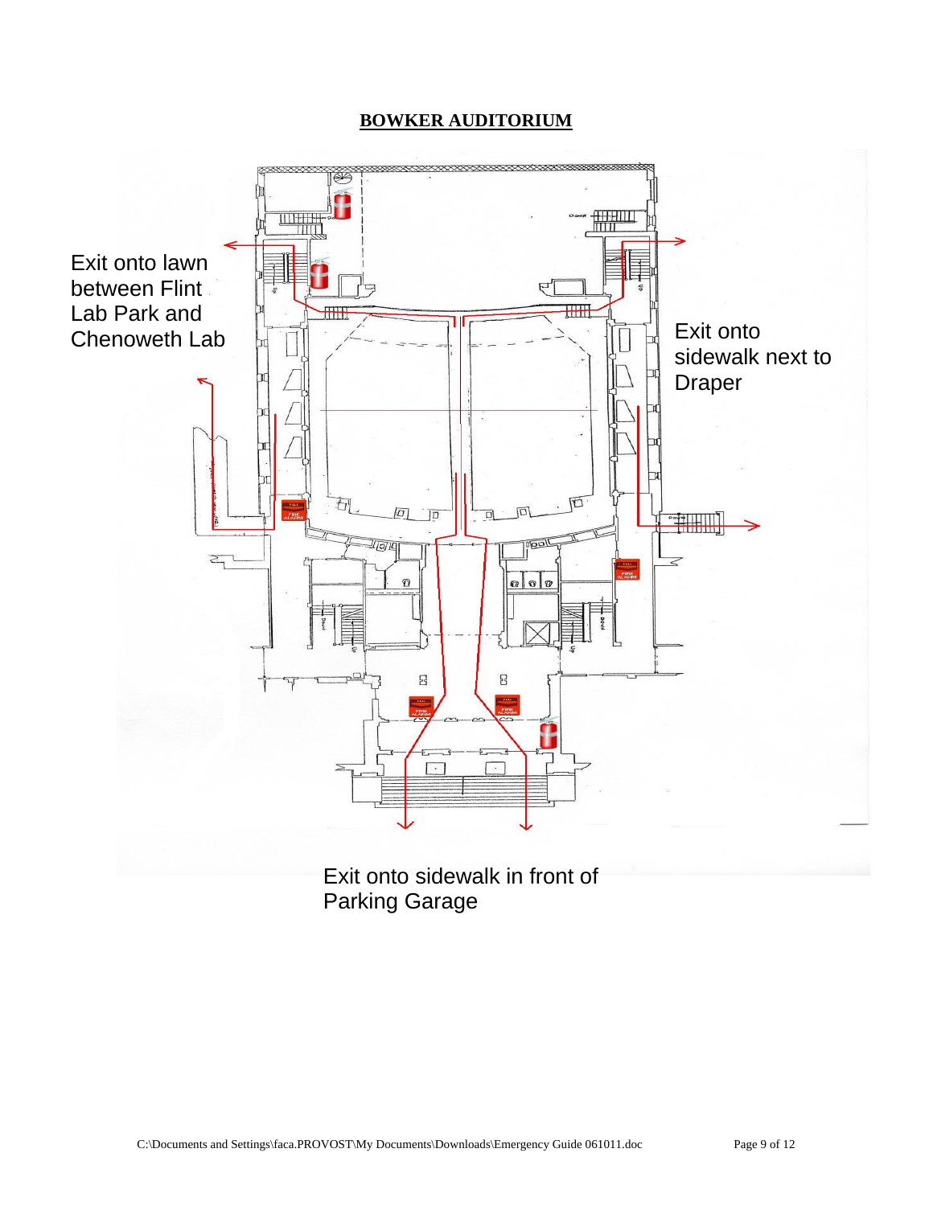**BOWKER AUDITORIUM**

Exit onto lawn between Flint Lab Park and Chenoweth Lab

Exit onto sidewalk next to Draper

Exit onto sidewalk in front of Parking Garage

C:\Documents and Settings\faca.PROVOST\My Documents\Downloads\Emergency Guide 061011.doc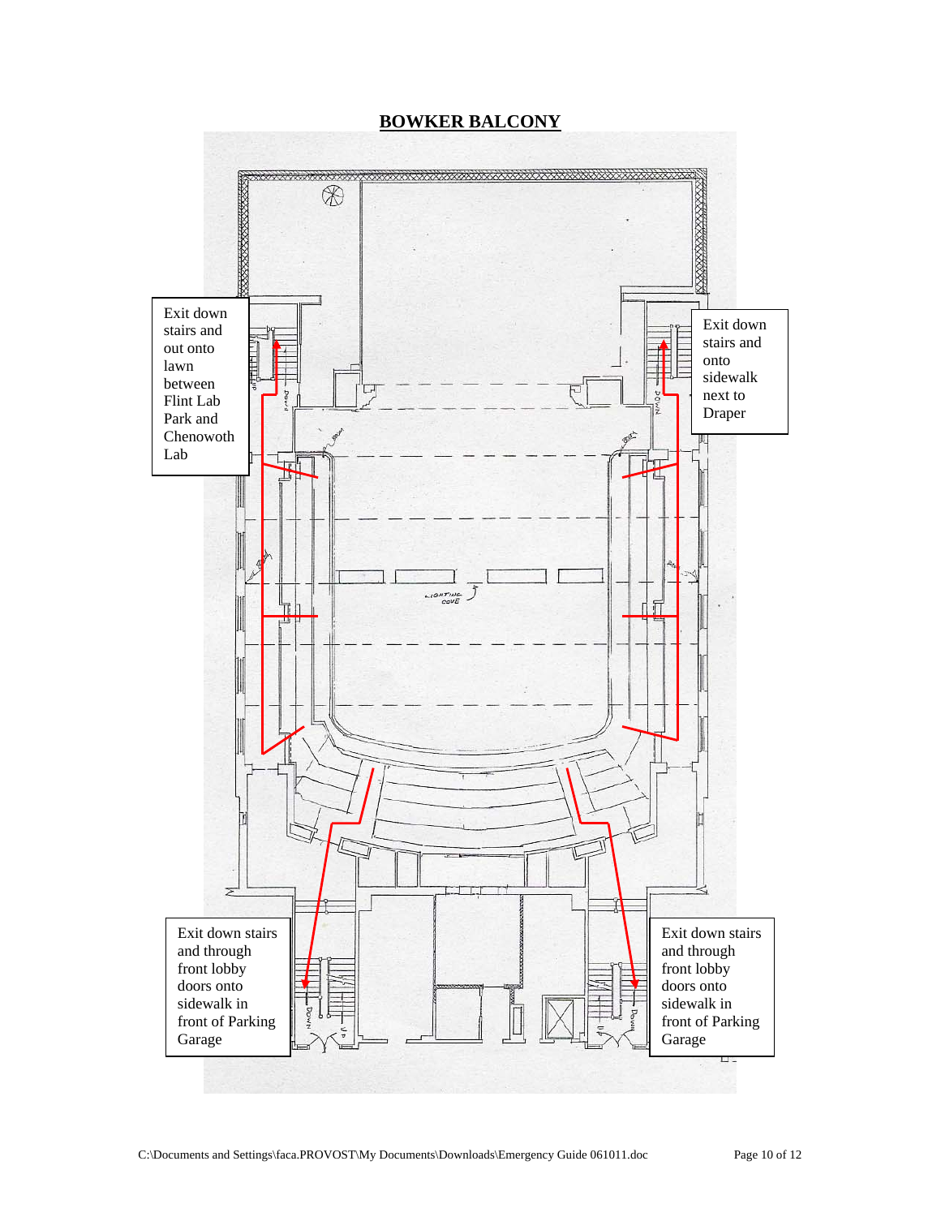## BOWKER BALCONY

Exit down stairs and out onto lawn between Flint Lab Park and Chenoweth Lab

Exit down stairs and onto sidewalk next to Draper

Exit down stairs and through front lobby doors onto sidewalk in front of Parking Garage

Exit down stairs and through front lobby doors onto sidewalk in front of Parking Garage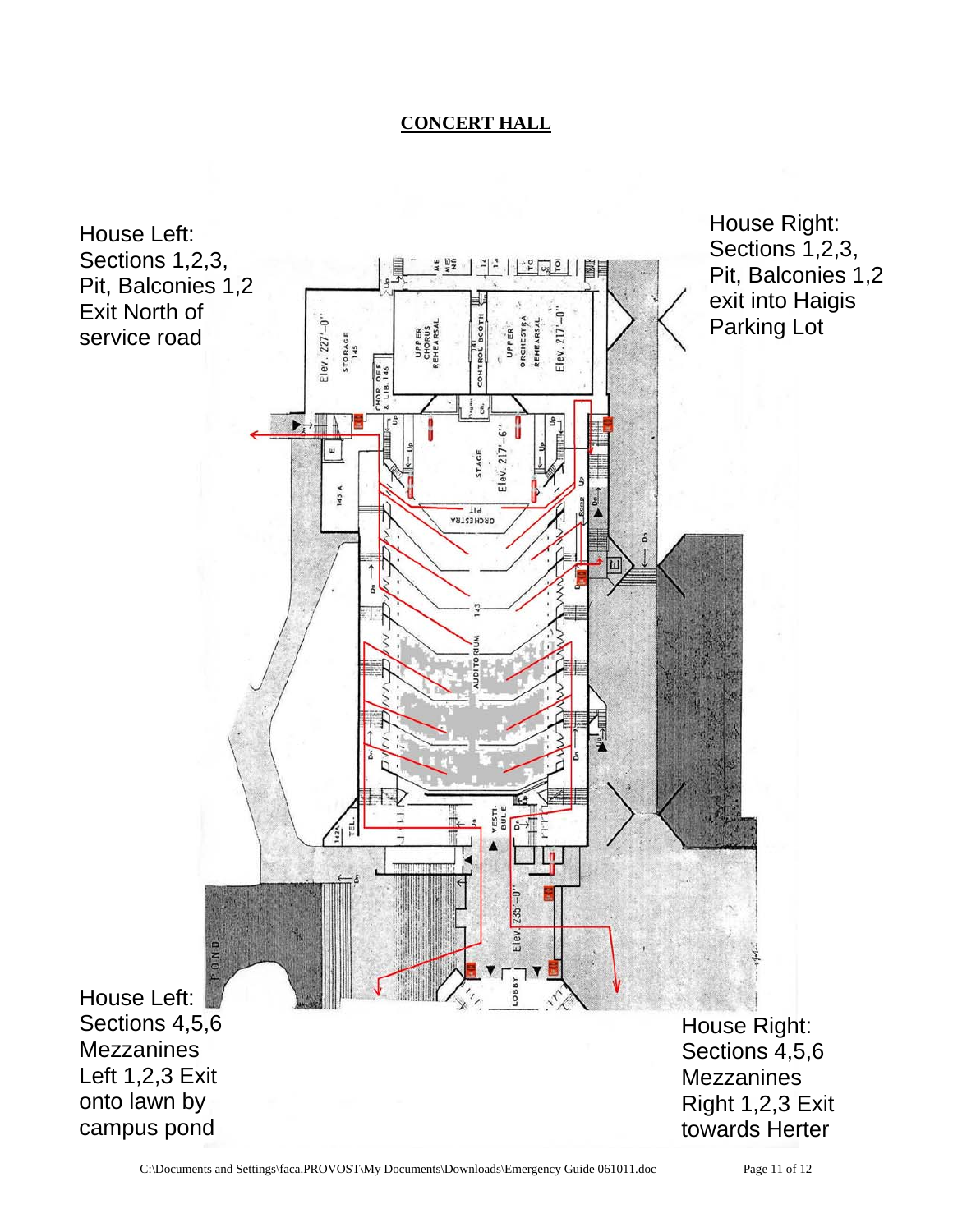# CONCERT HALL

House Left: Sections 1,2,3, Pit, Balconies 1,2 Exit North of service road

House Right: Sections 1,2,3, Pit, Balconies 1,2 exit into Haigis Parking Lot

House Left: Sections 4,5,6 Mezzanines Left 1,2,3 Exit onto lawn by campus pond

House Right: Sections 4,5,6 Mezzanines Right 1,2,3 Exit towards Herter

C:\Documents and Settings\faca.PROVOST\My Documents\Downloads\Emergency Guide 061011.doc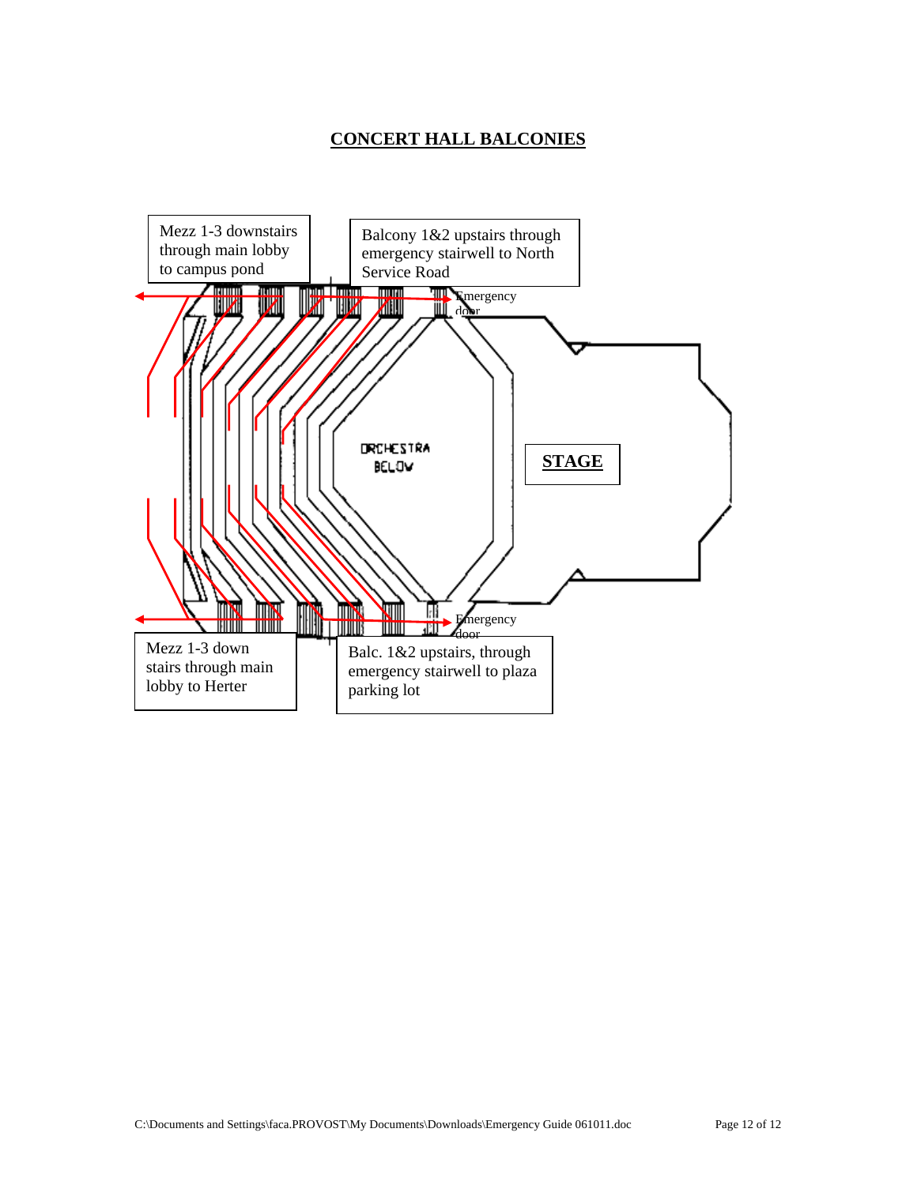# CONCERT HALL BALCONIES

Mezz 1-3 downstairs through main lobby to campus pond

Balcony 1&2 upstairs through emergency stairwell to North Service Road

Emergency door

ORCHESTRA BELOW

**STAGE**

Emergency door

Mezz 1-3 down stairs through main lobby to Herter

Balc. 1&2 upstairs, through emergency stairwell to plaza parking lot

C:\Documents and Settings\faca.PROVOST\My Documents\Downloads\Emergency Guide 061011.doc